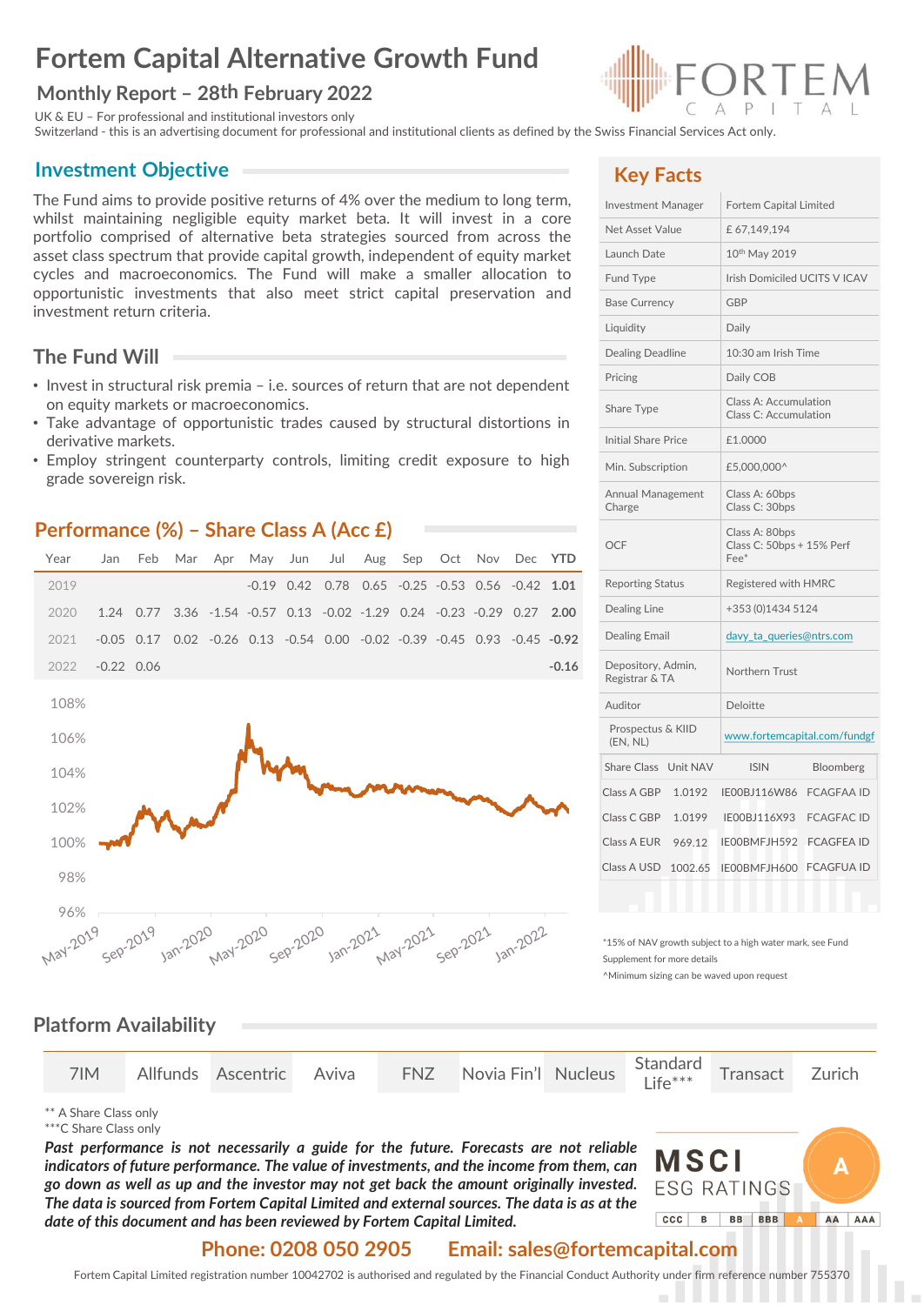# Fortem Capital Alternative Growth Fund

## Monthly Report – 28th February 2022

UK & EU – For professional and institutional investors only
Switzerland - this is an advertising document for professional and institutional clients as defined by the Swiss Financial Services Act only.

## Investment Objective

The Fund aims to provide positive returns of 4% over the medium to long term, whilst maintaining negligible equity market beta. It will invest in a core portfolio comprised of alternative beta strategies sourced from across the asset class spectrum that provide capital growth, independent of equity market cycles and macroeconomics. The Fund will make a smaller allocation to opportunistic investments that also meet strict capital preservation and investment return criteria.

## The Fund Will

- Invest in structural risk premia – i.e. sources of return that are not dependent on equity markets or macroeconomics.
- Take advantage of opportunistic trades caused by structural distortions in derivative markets.
- Employ stringent counterparty controls, limiting credit exposure to high grade sovereign risk.

## Performance (%) – Share Class A (Acc £)

| Year | Jan | Feb | Mar | Apr | May | Jun | Jul | Aug | Sep | Oct | Nov | Dec | YTD |
|---|---|---|---|---|---|---|---|---|---|---|---|---|---|
| 2019 | | | | | -0.19 | 0.42 | 0.78 | 0.65 | -0.25 | -0.53 | 0.56 | -0.42 | **1.01** |
| 2020 | 1.24 | 0.77 | 3.36 | -1.54 | -0.57 | 0.13 | -0.02 | -1.29 | 0.24 | -0.23 | -0.29 | 0.27 | **2.00** |
| 2021 | -0.05 | 0.17 | 0.02 | -0.26 | 0.13 | -0.54 | 0.00 | -0.02 | -0.39 | -0.45 | 0.93 | -0.45 | **-0.92** |
| 2022 | -0.22 | 0.06 | | | | | | | | | | | **-0.16** |

## Key Facts

| | |
|---|---|
| Investment Manager | Fortem Capital Limited |
| Net Asset Value | £ 67,149,194 |
| Launch Date | 10th May 2019 |
| Fund Type | Irish Domiciled UCITS V ICAV |
| Base Currency | GBP |
| Liquidity | Daily |
| Dealing Deadline | 10:30 am Irish Time |
| Pricing | Daily COB |
| Share Type | Class A: Accumulation<br>Class C: Accumulation |
| Initial Share Price | £1.0000 |
| Min. Subscription | £5,000,000^ |
| Annual Management Charge | Class A: 60bps<br>Class C: 30bps |
| OCF | Class A: 80bps<br>Class C: 50bps + 15% Perf Fee* |
| Reporting Status | Registered with HMRC |
| Dealing Line | +353 (0)1434 5124 |
| Dealing Email | davy_ta_queries@ntrs.com |
| Depository, Admin, Registrar & TA | Northern Trust |
| Auditor | Deloitte |
| Prospectus & KIID (EN, NL) | www.fortemcapital.com/fundgf |

| Share Class | Unit NAV | ISIN | Bloomberg |
|---|---|---|---|
| Class A GBP | 1.0192 | IE00BJ116W86 | FCAGFAA ID |
| Class C GBP | 1.0199 | IE00BJ116X93 | FCAGFAC ID |
| Class A EUR | 969.12 | IE00BMFJH592 | FCAGFEA ID |
| Class A USD | 1002.65 | IE00BMFJH600 | FCAGFUA ID |

*15% of NAV growth subject to a high water mark, see Fund Supplement for more details
^Minimum sizing can be waved upon request

## Platform Availability

| 7IM | Allfunds | Ascentric | Aviva | FNZ | Novia Fin'l | Nucleus | Standard Life*** | Transact | Zurich |
|---|---|---|---|---|---|---|---|---|---|

** A Share Class only
***C Share Class only

***Past performance is not necessarily a guide for the future. Forecasts are not reliable indicators of future performance. The value of investments, and the income from them, can go down as well as up and the investor may not get back the amount originally invested. The data is sourced from Fortem Capital Limited and external sources. The data is as at the date of this document and has been reviewed by Fortem Capital Limited.***

MSCI ESG RATINGS: A (CCC | B | BB | BBB | A | AA | AAA)

**Phone: 0208 050 2905 Email: sales@fortemcapital.com**

Fortem Capital Limited registration number 10042702 is authorised and regulated by the Financial Conduct Authority under firm reference number 755370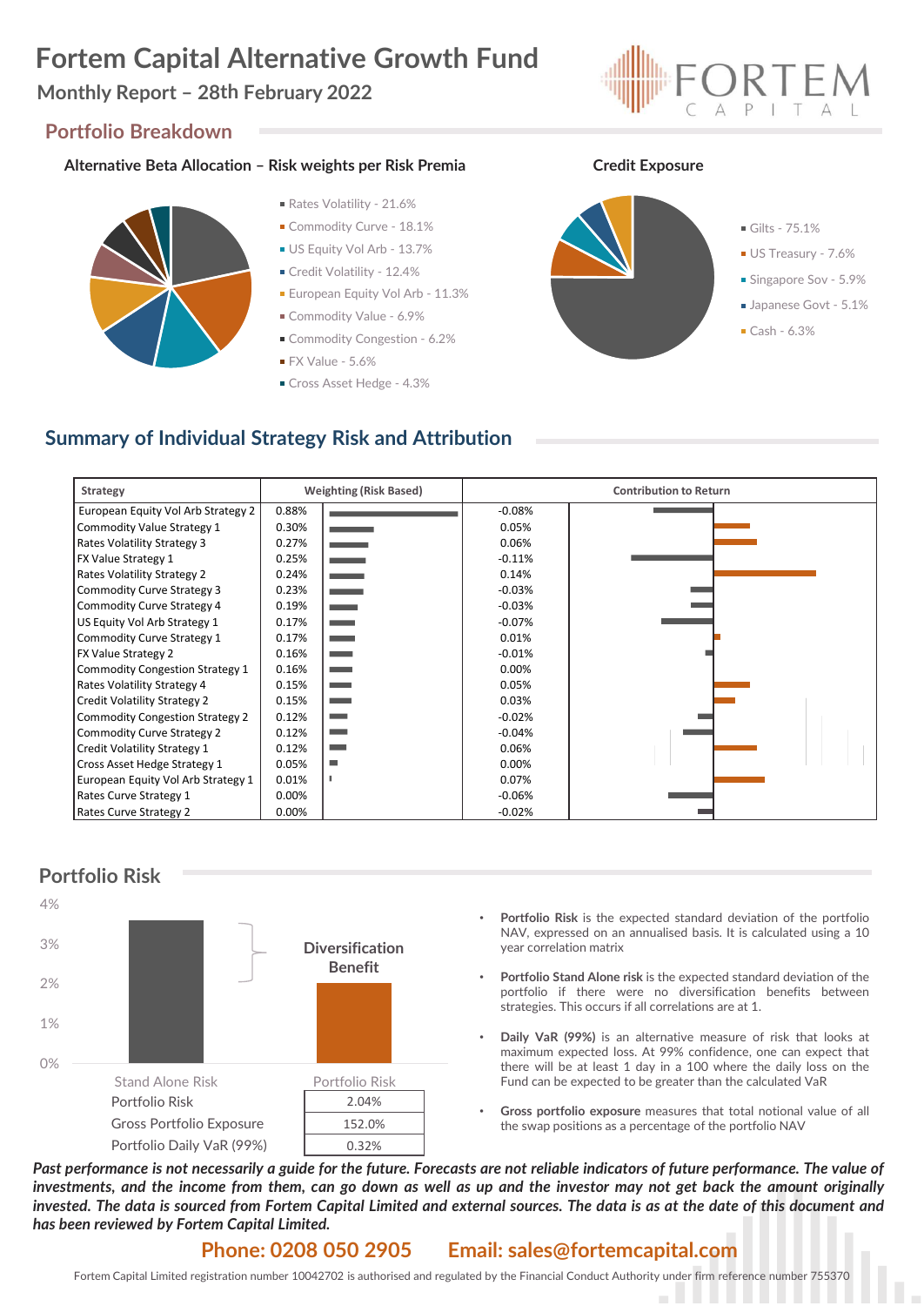# Fortem Capital Alternative Growth Fund

## Monthly Report – 28th February 2022

## Portfolio Breakdown

### Alternative Beta Allocation – Risk weights per Risk Premia

- Rates Volatility - 21.6%
- Commodity Curve - 18.1%
- US Equity Vol Arb - 13.7%
- Credit Volatility - 12.4%
- European Equity Vol Arb - 11.3%
- Commodity Value - 6.9%
- Commodity Congestion - 6.2%
- FX Value - 5.6%
- Cross Asset Hedge - 4.3%

### Credit Exposure

- Gilts - 75.1%
- US Treasury - 7.6%
- Singapore Sov - 5.9%
- Japanese Govt - 5.1%
- Cash - 6.3%

## Summary of Individual Strategy Risk and Attribution

| Strategy | Weighting (Risk Based) | Contribution to Return |
|---|---|---|
| European Equity Vol Arb Strategy 2 | 0.88% | -0.08% |
| Commodity Value Strategy 1 | 0.30% | 0.05% |
| Rates Volatility Strategy 3 | 0.27% | 0.06% |
| FX Value Strategy 1 | 0.25% | -0.11% |
| Rates Volatility Strategy 2 | 0.24% | 0.14% |
| Commodity Curve Strategy 3 | 0.23% | -0.03% |
| Commodity Curve Strategy 4 | 0.19% | -0.03% |
| US Equity Vol Arb Strategy 1 | 0.17% | -0.07% |
| Commodity Curve Strategy 1 | 0.17% | 0.01% |
| FX Value Strategy 2 | 0.16% | -0.01% |
| Commodity Congestion Strategy 1 | 0.16% | 0.00% |
| Rates Volatility Strategy 4 | 0.15% | 0.05% |
| Credit Volatility Strategy 2 | 0.15% | 0.03% |
| Commodity Congestion Strategy 2 | 0.12% | -0.02% |
| Commodity Curve Strategy 2 | 0.12% | -0.04% |
| Credit Volatility Strategy 1 | 0.12% | 0.06% |
| Cross Asset Hedge Strategy 1 | 0.05% | 0.00% |
| European Equity Vol Arb Strategy 1 | 0.01% | 0.07% |
| Rates Curve Strategy 1 | 0.00% | -0.06% |
| Rates Curve Strategy 2 | 0.00% | -0.02% |

## Portfolio Risk

Diversification Benefit

| | Portfolio Risk |
|---|---|
| Portfolio Risk | 2.04% |
| Gross Portfolio Exposure | 152.0% |
| Portfolio Daily VaR (99%) | 0.32% |

- **Portfolio Risk** is the expected standard deviation of the portfolio NAV, expressed on an annualised basis. It is calculated using a 10 year correlation matrix
- **Portfolio Stand Alone risk** is the expected standard deviation of the portfolio if there were no diversification benefits between strategies. This occurs if all correlations are at 1.
- **Daily VaR (99%)** is an alternative measure of risk that looks at maximum expected loss. At 99% confidence, one can expect that there will be at least 1 day in a 100 where the daily loss on the Fund can be expected to be greater than the calculated VaR
- **Gross portfolio exposure** measures that total notional value of all the swap positions as a percentage of the portfolio NAV

***Past performance is not necessarily a guide for the future. Forecasts are not reliable indicators of future performance. The value of investments, and the income from them, can go down as well as up and the investor may not get back the amount originally invested. The data is sourced from Fortem Capital Limited and external sources. The data is as at the date of this document and has been reviewed by Fortem Capital Limited.***

**Phone: 0208 050 2905 Email: sales@fortemcapital.com**

Fortem Capital Limited registration number 10042702 is authorised and regulated by the Financial Conduct Authority under firm reference number 755370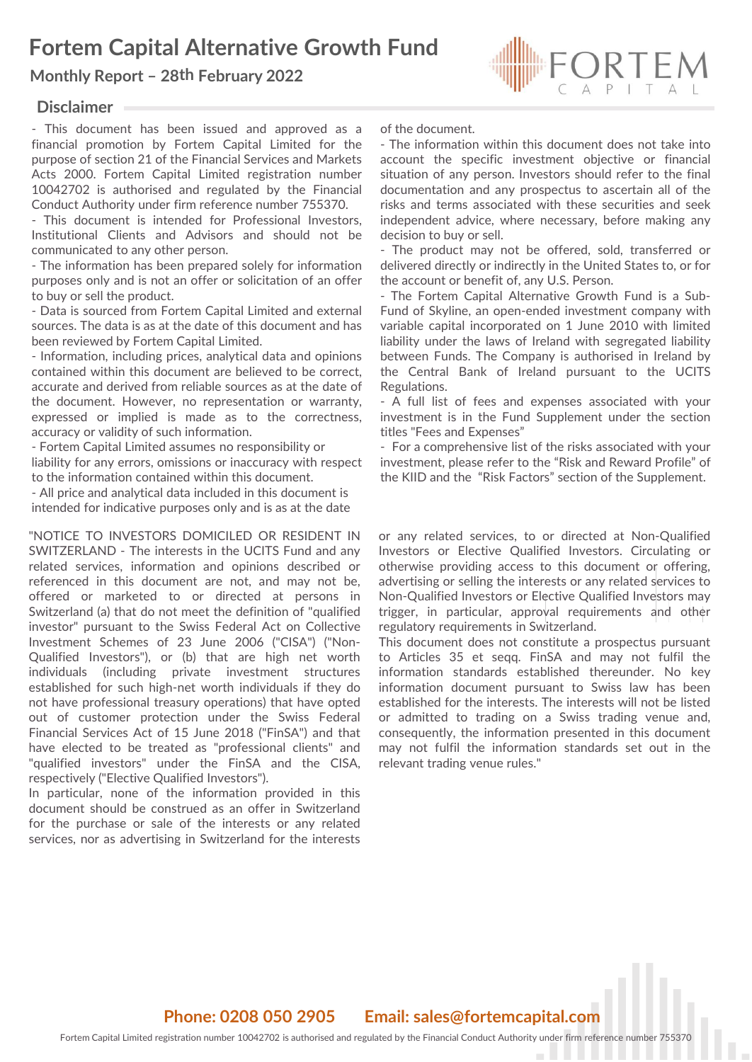# Fortem Capital Alternative Growth Fund

## Monthly Report – 28th February 2022

## Disclaimer

- This document has been issued and approved as a financial promotion by Fortem Capital Limited for the purpose of section 21 of the Financial Services and Markets Acts 2000. Fortem Capital Limited registration number 10042702 is authorised and regulated by the Financial Conduct Authority under firm reference number 755370.
- This document is intended for Professional Investors, Institutional Clients and Advisors and should not be communicated to any other person.
- The information has been prepared solely for information purposes only and is not an offer or solicitation of an offer to buy or sell the product.
- Data is sourced from Fortem Capital Limited and external sources. The data is as at the date of this document and has been reviewed by Fortem Capital Limited.
- Information, including prices, analytical data and opinions contained within this document are believed to be correct, accurate and derived from reliable sources as at the date of the document. However, no representation or warranty, expressed or implied is made as to the correctness, accuracy or validity of such information.
- Fortem Capital Limited assumes no responsibility or liability for any errors, omissions or inaccuracy with respect to the information contained within this document.
- All price and analytical data included in this document is intended for indicative purposes only and is as at the date of the document.
- The information within this document does not take into account the specific investment objective or financial situation of any person. Investors should refer to the final documentation and any prospectus to ascertain all of the risks and terms associated with these securities and seek independent advice, where necessary, before making any decision to buy or sell.
- The product may not be offered, sold, transferred or delivered directly or indirectly in the United States to, or for the account or benefit of, any U.S. Person.
- The Fortem Capital Alternative Growth Fund is a Sub-Fund of Skyline, an open-ended investment company with variable capital incorporated on 1 June 2010 with limited liability under the laws of Ireland with segregated liability between Funds. The Company is authorised in Ireland by the Central Bank of Ireland pursuant to the UCITS Regulations.
- A full list of fees and expenses associated with your investment is in the Fund Supplement under the section titles "Fees and Expenses"
- For a comprehensive list of the risks associated with your investment, please refer to the "Risk and Reward Profile" of the KIID and the "Risk Factors" section of the Supplement.

"NOTICE TO INVESTORS DOMICILED OR RESIDENT IN SWITZERLAND - The interests in the UCITS Fund and any related services, information and opinions described or referenced in this document are not, and may not be, offered or marketed to or directed at persons in Switzerland (a) that do not meet the definition of "qualified investor" pursuant to the Swiss Federal Act on Collective Investment Schemes of 23 June 2006 ("CISA") ("Non-Qualified Investors"), or (b) that are high net worth individuals (including private investment structures established for such high-net worth individuals if they do not have professional treasury operations) that have opted out of customer protection under the Swiss Federal Financial Services Act of 15 June 2018 ("FinSA") and that have elected to be treated as "professional clients" and "qualified investors" under the FinSA and the CISA, respectively ("Elective Qualified Investors").

In particular, none of the information provided in this document should be construed as an offer in Switzerland for the purchase or sale of the interests or any related services, nor as advertising in Switzerland for the interests or any related services, to or directed at Non-Qualified Investors or Elective Qualified Investors. Circulating or otherwise providing access to this document or offering, advertising or selling the interests or any related services to Non-Qualified Investors or Elective Qualified Investors may trigger, in particular, approval requirements and other regulatory requirements in Switzerland.

This document does not constitute a prospectus pursuant to Articles 35 et seqq. FinSA and may not fulfil the information standards established thereunder. No key information document pursuant to Swiss law has been established for the interests. The interests will not be listed or admitted to trading on a Swiss trading venue and, consequently, the information presented in this document may not fulfil the information standards set out in the relevant trading venue rules."

**Phone: 0208 050 2905 Email: sales@fortemcapital.com**

Fortem Capital Limited registration number 10042702 is authorised and regulated by the Financial Conduct Authority under firm reference number 755370